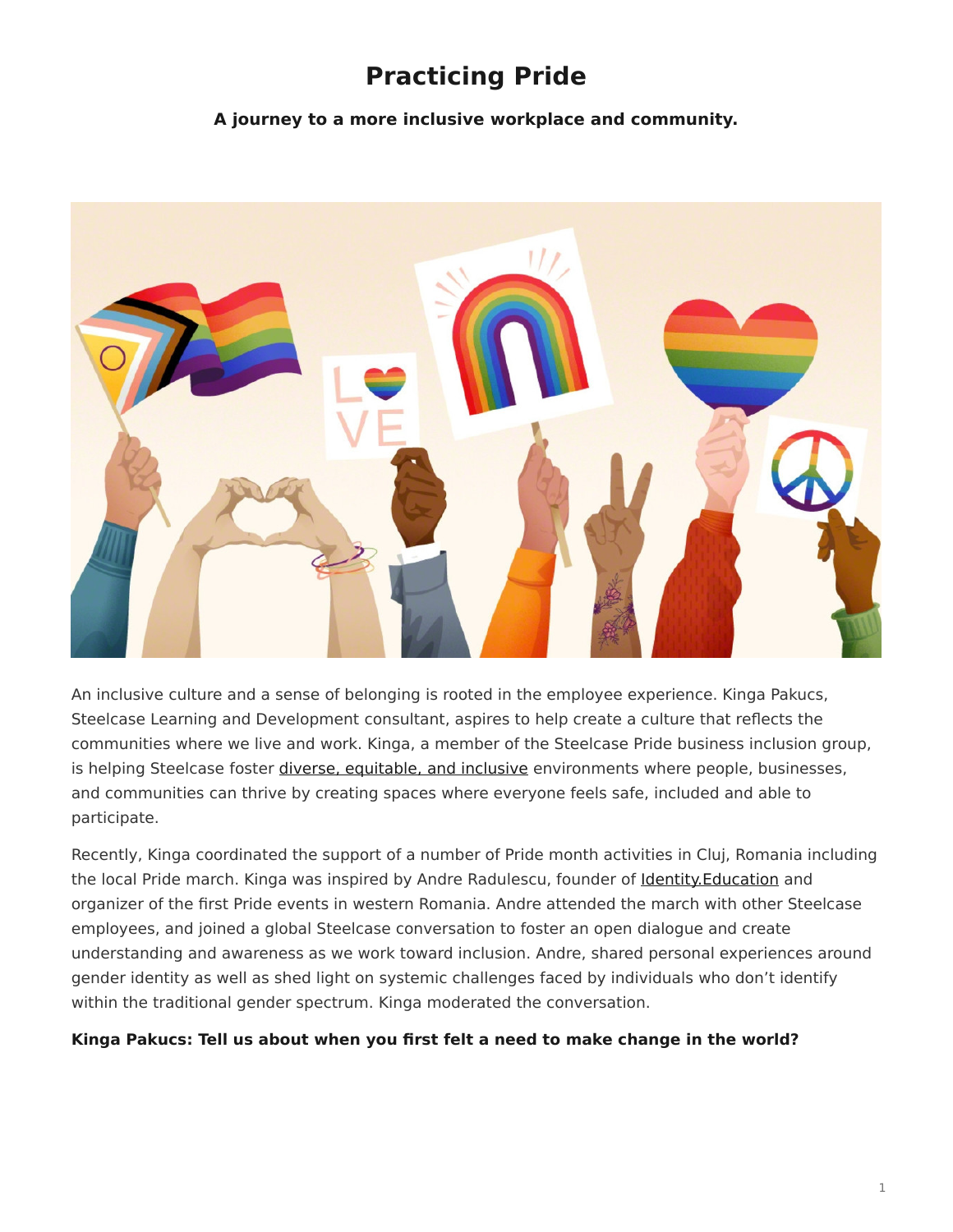# Practicing Pride

**A journey to a more inclusive workplace and community.**

An inclusive culture and a sense of belonging is rooted in the employee experience. Kinga Pakucs, Steelcase Learning and Development consultant, aspires to help create a culture that reflects the communities where we live and work. Kinga, a member of the Steelcase Pride business inclusion group, is helping Steelcase foster diverse, equitable, and inclusive environments where people, businesses, and communities can thrive by creating spaces where everyone feels safe, included and able to participate.

Recently, Kinga coordinated the support of a number of Pride month activities in Cluj, Romania including the local Pride march. Kinga was inspired by Andre Radulescu, founder of Identity.Education and organizer of the first Pride events in western Romania. Andre attended the march with other Steelcase employees, and joined a global Steelcase conversation to foster an open dialogue and create understanding and awareness as we work toward inclusion. Andre, shared personal experiences around gender identity as well as shed light on systemic challenges faced by individuals who don't identify within the traditional gender spectrum. Kinga moderated the conversation.

**Kinga Pakucs: Tell us about when you first felt a need to make change in the world?**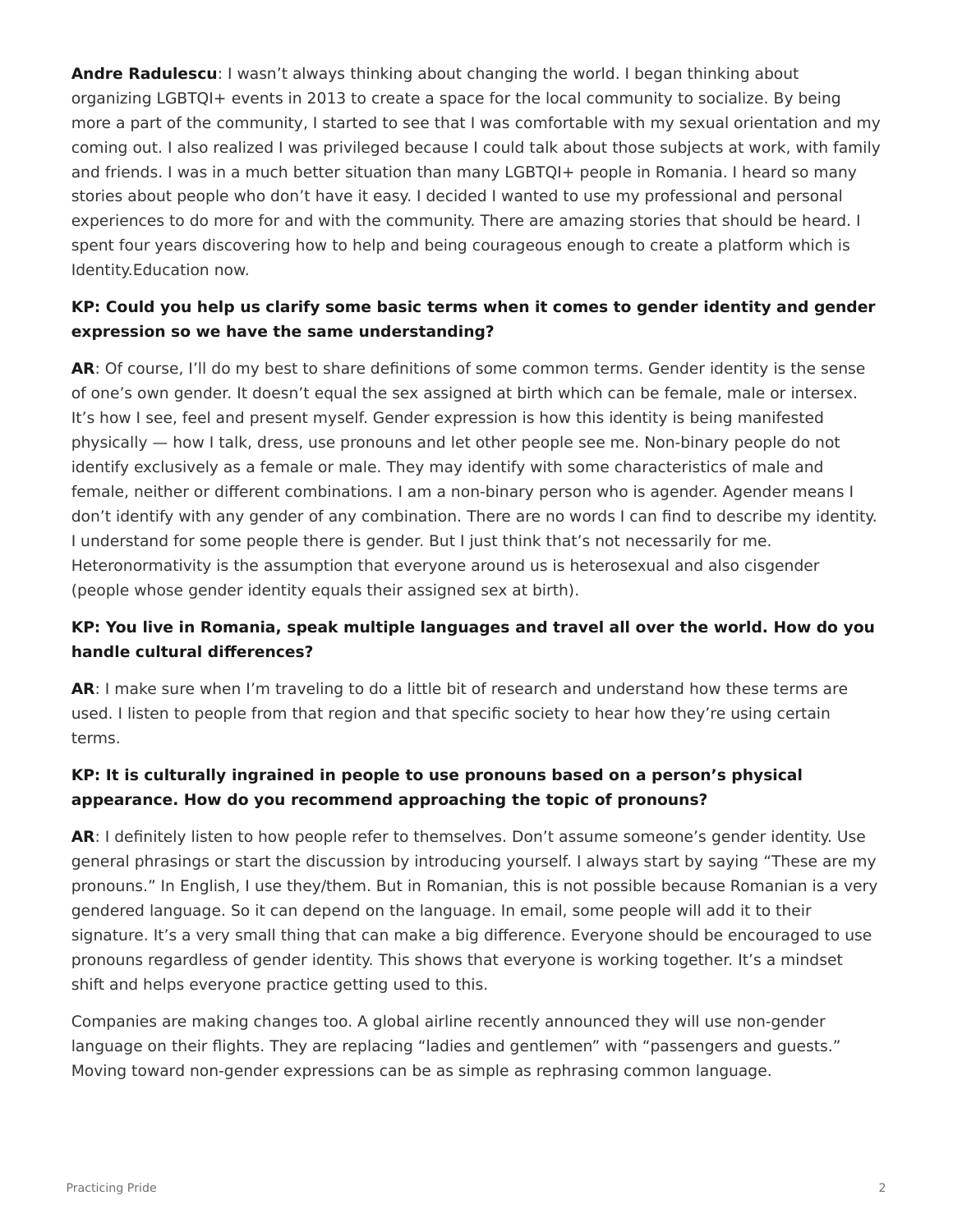**Andre Radulescu**: I wasn't always thinking about changing the world. I began thinking about organizing LGBTQI+ events in 2013 to create a space for the local community to socialize. By being more a part of the community, I started to see that I was comfortable with my sexual orientation and my coming out. I also realized I was privileged because I could talk about those subjects at work, with family and friends. I was in a much better situation than many LGBTQI+ people in Romania. I heard so many stories about people who don't have it easy. I decided I wanted to use my professional and personal experiences to do more for and with the community. There are amazing stories that should be heard. I spent four years discovering how to help and being courageous enough to create a platform which is Identity.Education now.

**KP: Could you help us clarify some basic terms when it comes to gender identity and gender expression so we have the same understanding?**

**AR**: Of course, I'll do my best to share definitions of some common terms. Gender identity is the sense of one's own gender. It doesn't equal the sex assigned at birth which can be female, male or intersex. It's how I see, feel and present myself. Gender expression is how this identity is being manifested physically — how I talk, dress, use pronouns and let other people see me. Non-binary people do not identify exclusively as a female or male. They may identify with some characteristics of male and female, neither or different combinations. I am a non-binary person who is agender. Agender means I don't identify with any gender of any combination. There are no words I can find to describe my identity. I understand for some people there is gender. But I just think that's not necessarily for me. Heteronormativity is the assumption that everyone around us is heterosexual and also cisgender (people whose gender identity equals their assigned sex at birth).

**KP: You live in Romania, speak multiple languages and travel all over the world. How do you handle cultural differences?**

**AR**: I make sure when I'm traveling to do a little bit of research and understand how these terms are used. I listen to people from that region and that specific society to hear how they're using certain terms.

**KP: It is culturally ingrained in people to use pronouns based on a person's physical appearance. How do you recommend approaching the topic of pronouns?**

**AR**: I definitely listen to how people refer to themselves. Don't assume someone's gender identity. Use general phrasings or start the discussion by introducing yourself. I always start by saying "These are my pronouns." In English, I use they/them. But in Romanian, this is not possible because Romanian is a very gendered language. So it can depend on the language. In email, some people will add it to their signature. It's a very small thing that can make a big difference. Everyone should be encouraged to use pronouns regardless of gender identity. This shows that everyone is working together. It's a mindset shift and helps everyone practice getting used to this.

Companies are making changes too. A global airline recently announced they will use non-gender language on their flights. They are replacing "ladies and gentlemen" with "passengers and guests." Moving toward non-gender expressions can be as simple as rephrasing common language.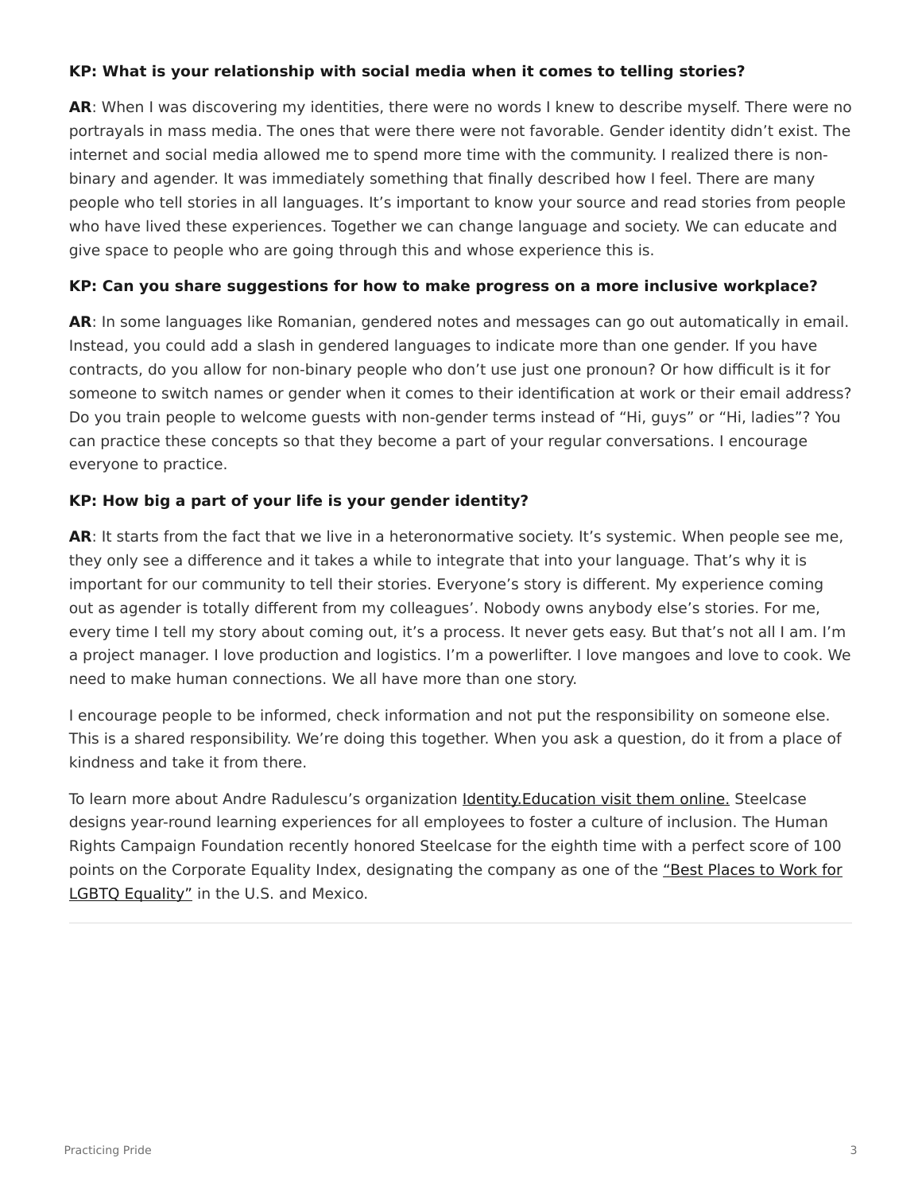**KP: What is your relationship with social media when it comes to telling stories?**

**AR**: When I was discovering my identities, there were no words I knew to describe myself. There were no portrayals in mass media. The ones that were there were not favorable. Gender identity didn't exist. The internet and social media allowed me to spend more time with the community. I realized there is non-binary and agender. It was immediately something that finally described how I feel. There are many people who tell stories in all languages. It's important to know your source and read stories from people who have lived these experiences. Together we can change language and society. We can educate and give space to people who are going through this and whose experience this is.

**KP: Can you share suggestions for how to make progress on a more inclusive workplace?**

**AR**: In some languages like Romanian, gendered notes and messages can go out automatically in email. Instead, you could add a slash in gendered languages to indicate more than one gender. If you have contracts, do you allow for non-binary people who don't use just one pronoun? Or how difficult is it for someone to switch names or gender when it comes to their identification at work or their email address? Do you train people to welcome guests with non-gender terms instead of "Hi, guys" or "Hi, ladies"? You can practice these concepts so that they become a part of your regular conversations. I encourage everyone to practice.

**KP: How big a part of your life is your gender identity?**

**AR**: It starts from the fact that we live in a heteronormative society. It's systemic. When people see me, they only see a difference and it takes a while to integrate that into your language. That's why it is important for our community to tell their stories. Everyone's story is different. My experience coming out as agender is totally different from my colleagues'. Nobody owns anybody else's stories. For me, every time I tell my story about coming out, it's a process. It never gets easy. But that's not all I am. I'm a project manager. I love production and logistics. I'm a powerlifter. I love mangoes and love to cook. We need to make human connections. We all have more than one story.

I encourage people to be informed, check information and not put the responsibility on someone else. This is a shared responsibility. We're doing this together. When you ask a question, do it from a place of kindness and take it from there.

To learn more about Andre Radulescu's organization Identity.Education visit them online. Steelcase designs year-round learning experiences for all employees to foster a culture of inclusion. The Human Rights Campaign Foundation recently honored Steelcase for the eighth time with a perfect score of 100 points on the Corporate Equality Index, designating the company as one of the "Best Places to Work for LGBTQ Equality" in the U.S. and Mexico.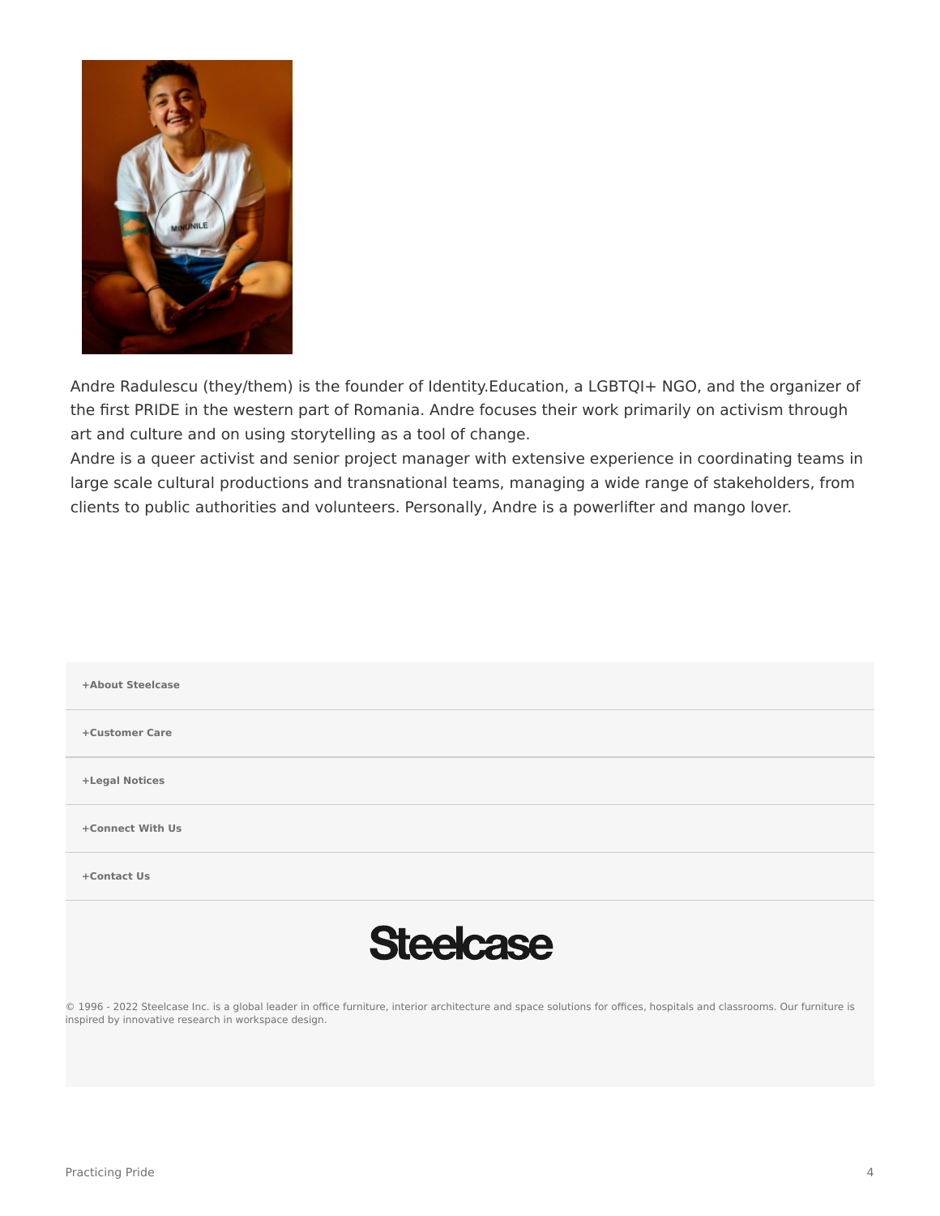Andre Radulescu (they/them) is the founder of Identity.Education, a LGBTQI+ NGO, and the organizer of the first PRIDE in the western part of Romania. Andre focuses their work primarily on activism through art and culture and on using storytelling as a tool of change.
Andre is a queer activist and senior project manager with extensive experience in coordinating teams in large scale cultural productions and transnational teams, managing a wide range of stakeholders, from clients to public authorities and volunteers. Personally, Andre is a powerlifter and mango lover.

**+About Steelcase**

**+Customer Care**

**+Legal Notices**

**+Connect With Us**

**+Contact Us**

Steelcase

© 1996 - 2022 Steelcase Inc. is a global leader in office furniture, interior architecture and space solutions for offices, hospitals and classrooms. Our furniture is inspired by innovative research in workspace design.